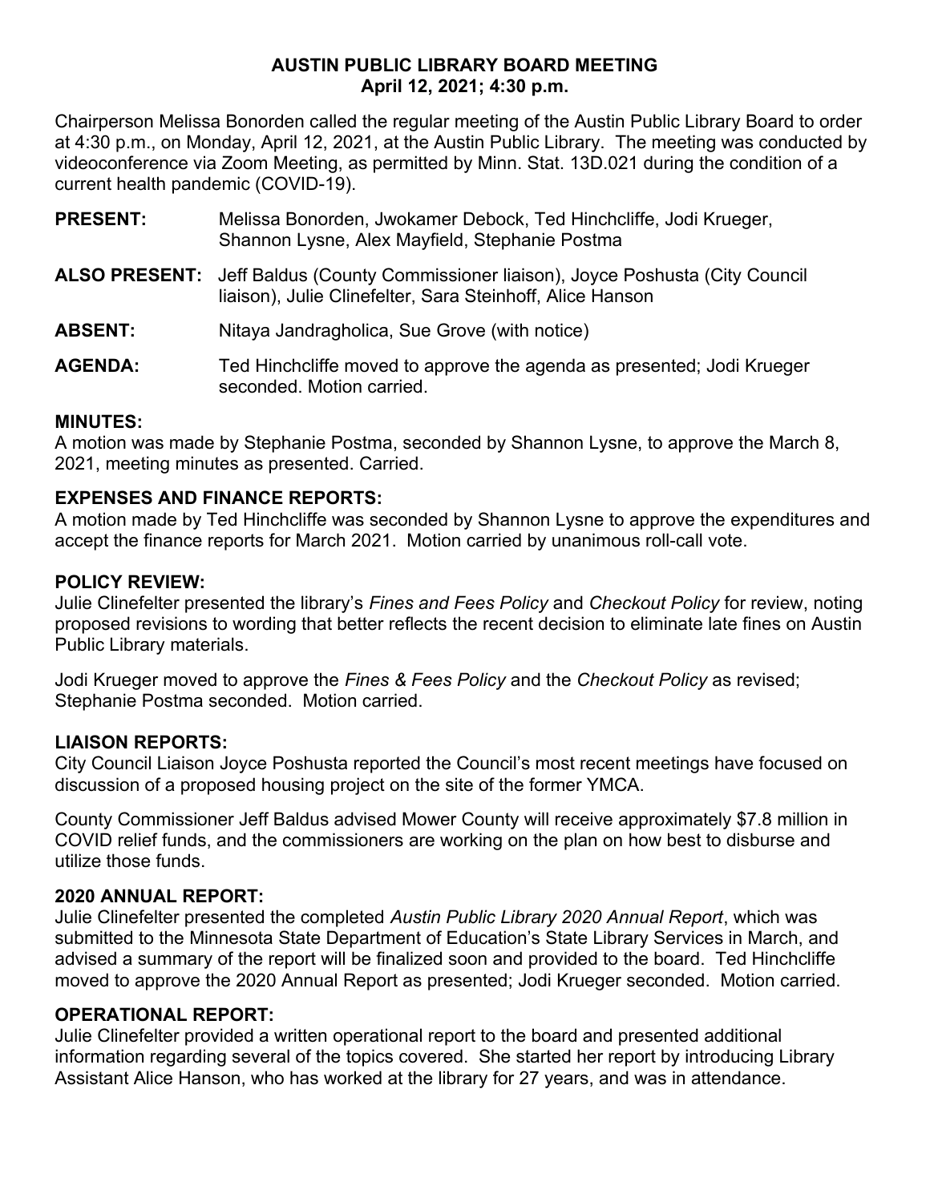# AUSTIN PUBLIC LIBRARY BOARD MEETING
## April 12, 2021; 4:30 p.m.

Chairperson Melissa Bonorden called the regular meeting of the Austin Public Library Board to order at 4:30 p.m., on Monday, April 12, 2021, at the Austin Public Library. The meeting was conducted by videoconference via Zoom Meeting, as permitted by Minn. Stat. 13D.021 during the condition of a current health pandemic (COVID-19).

**PRESENT:** Melissa Bonorden, Jwokamer Debock, Ted Hinchcliffe, Jodi Krueger, Shannon Lysne, Alex Mayfield, Stephanie Postma

**ALSO PRESENT:** Jeff Baldus (County Commissioner liaison), Joyce Poshusta (City Council liaison), Julie Clinefelter, Sara Steinhoff, Alice Hanson

**ABSENT:** Nitaya Jandragholica, Sue Grove (with notice)

**AGENDA:** Ted Hinchcliffe moved to approve the agenda as presented; Jodi Krueger seconded. Motion carried.

**MINUTES:**
A motion was made by Stephanie Postma, seconded by Shannon Lysne, to approve the March 8, 2021, meeting minutes as presented. Carried.

**EXPENSES AND FINANCE REPORTS:**
A motion made by Ted Hinchcliffe was seconded by Shannon Lysne to approve the expenditures and accept the finance reports for March 2021. Motion carried by unanimous roll-call vote.

**POLICY REVIEW:**
Julie Clinefelter presented the library's *Fines and Fees Policy* and *Checkout Policy* for review, noting proposed revisions to wording that better reflects the recent decision to eliminate late fines on Austin Public Library materials.

Jodi Krueger moved to approve the *Fines & Fees Policy* and the *Checkout Policy* as revised; Stephanie Postma seconded. Motion carried.

**LIAISON REPORTS:**
City Council Liaison Joyce Poshusta reported the Council's most recent meetings have focused on discussion of a proposed housing project on the site of the former YMCA.

County Commissioner Jeff Baldus advised Mower County will receive approximately $7.8 million in COVID relief funds, and the commissioners are working on the plan on how best to disburse and utilize those funds.

**2020 ANNUAL REPORT:**
Julie Clinefelter presented the completed *Austin Public Library 2020 Annual Report*, which was submitted to the Minnesota State Department of Education's State Library Services in March, and advised a summary of the report will be finalized soon and provided to the board. Ted Hinchcliffe moved to approve the 2020 Annual Report as presented; Jodi Krueger seconded. Motion carried.

**OPERATIONAL REPORT:**
Julie Clinefelter provided a written operational report to the board and presented additional information regarding several of the topics covered. She started her report by introducing Library Assistant Alice Hanson, who has worked at the library for 27 years, and was in attendance.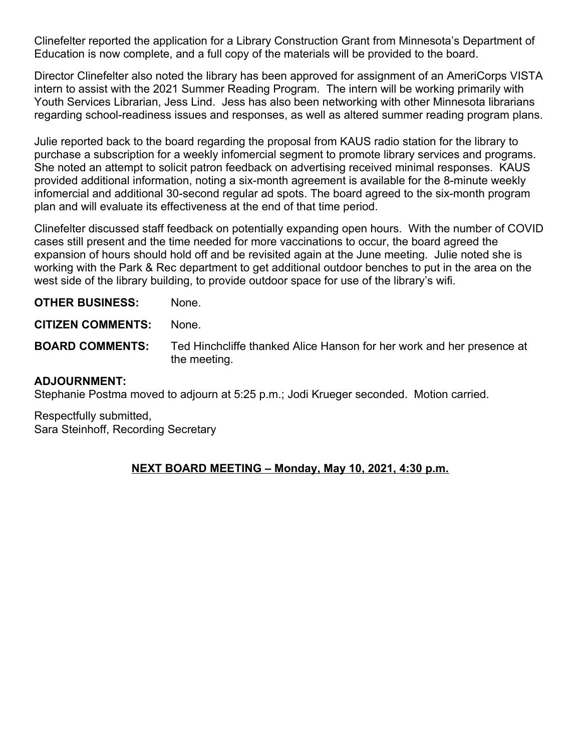Clinefelter reported the application for a Library Construction Grant from Minnesota's Department of Education is now complete, and a full copy of the materials will be provided to the board.

Director Clinefelter also noted the library has been approved for assignment of an AmeriCorps VISTA intern to assist with the 2021 Summer Reading Program. The intern will be working primarily with Youth Services Librarian, Jess Lind. Jess has also been networking with other Minnesota librarians regarding school-readiness issues and responses, as well as altered summer reading program plans.

Julie reported back to the board regarding the proposal from KAUS radio station for the library to purchase a subscription for a weekly infomercial segment to promote library services and programs. She noted an attempt to solicit patron feedback on advertising received minimal responses. KAUS provided additional information, noting a six-month agreement is available for the 8-minute weekly infomercial and additional 30-second regular ad spots. The board agreed to the six-month program plan and will evaluate its effectiveness at the end of that time period.

Clinefelter discussed staff feedback on potentially expanding open hours. With the number of COVID cases still present and the time needed for more vaccinations to occur, the board agreed the expansion of hours should hold off and be revisited again at the June meeting. Julie noted she is working with the Park & Rec department to get additional outdoor benches to put in the area on the west side of the library building, to provide outdoor space for use of the library's wifi.

**OTHER BUSINESS:** None.

**CITIZEN COMMENTS:** None.

**BOARD COMMENTS:** Ted Hinchcliffe thanked Alice Hanson for her work and her presence at the meeting.

**ADJOURNMENT:**
Stephanie Postma moved to adjourn at 5:25 p.m.; Jodi Krueger seconded. Motion carried.

Respectfully submitted,
Sara Steinhoff, Recording Secretary

**NEXT BOARD MEETING – Monday, May 10, 2021, 4:30 p.m.**